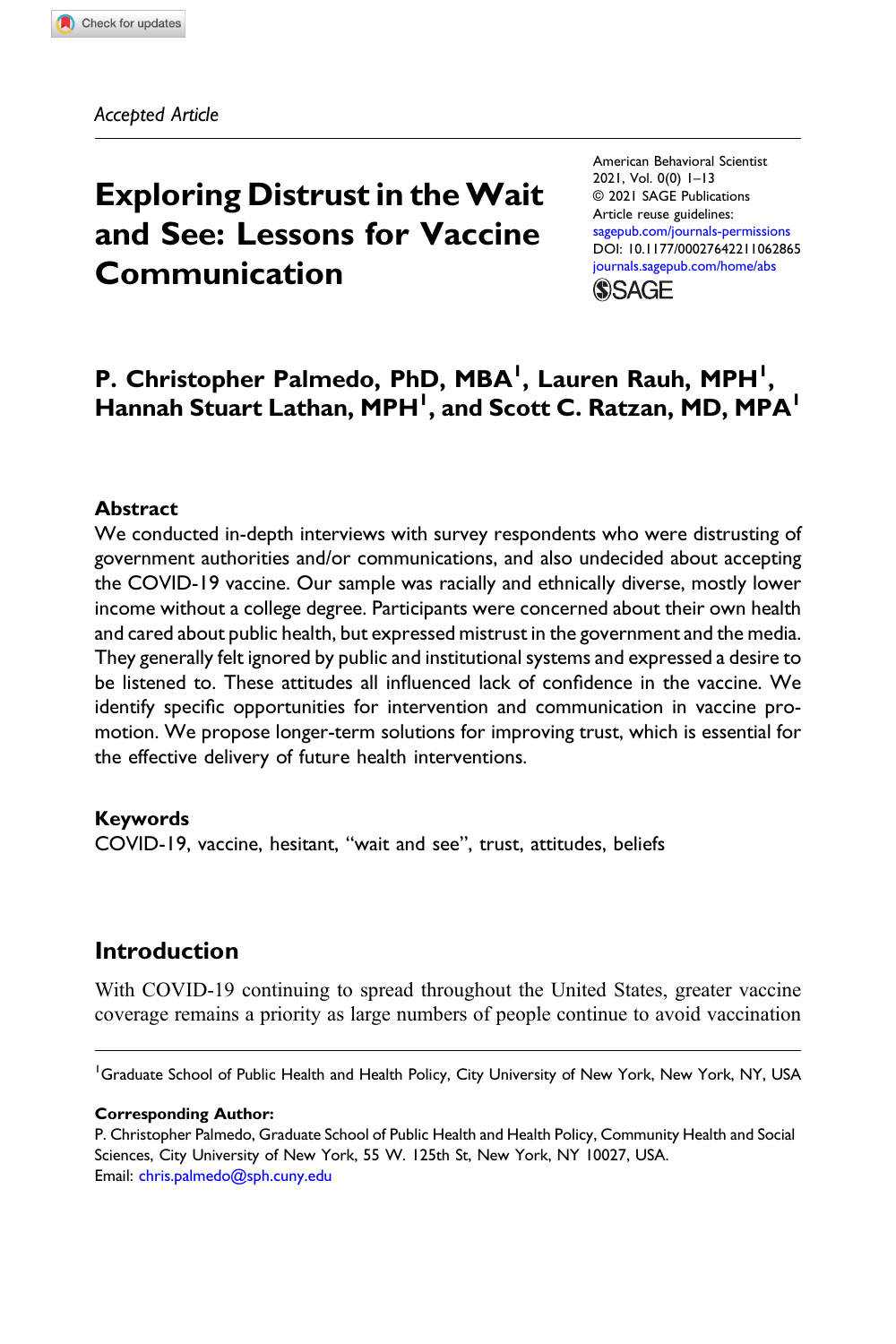*Accepted Article*

# Exploring Distrust in the Wait and See: Lessons for Vaccine Communication

American Behavioral Scientist
2021, Vol. 0(0) 1–13
© 2021 SAGE Publications
Article reuse guidelines:
sagepub.com/journals-permissions
DOI: 10.1177/00027642211062865
journals.sagepub.com/home/abs

**P. Christopher Palmedo, PhD, MBA[1], Lauren Rauh, MPH[1], Hannah Stuart Lathan, MPH[1], and Scott C. Ratzan, MD, MPA[1]**

## Abstract

We conducted in-depth interviews with survey respondents who were distrusting of government authorities and/or communications, and also undecided about accepting the COVID-19 vaccine. Our sample was racially and ethnically diverse, mostly lower income without a college degree. Participants were concerned about their own health and cared about public health, but expressed mistrust in the government and the media. They generally felt ignored by public and institutional systems and expressed a desire to be listened to. These attitudes all influenced lack of confidence in the vaccine. We identify specific opportunities for intervention and communication in vaccine promotion. We propose longer-term solutions for improving trust, which is essential for the effective delivery of future health interventions.

## Keywords

COVID-19, vaccine, hesitant, "wait and see", trust, attitudes, beliefs

## Introduction

With COVID-19 continuing to spread throughout the United States, greater vaccine coverage remains a priority as large numbers of people continue to avoid vaccination

---

[1]Graduate School of Public Health and Health Policy, City University of New York, New York, NY, USA

**Corresponding Author:**
P. Christopher Palmedo, Graduate School of Public Health and Health Policy, Community Health and Social Sciences, City University of New York, 55 W. 125th St, New York, NY 10027, USA.
Email: chris.palmedo@sph.cuny.edu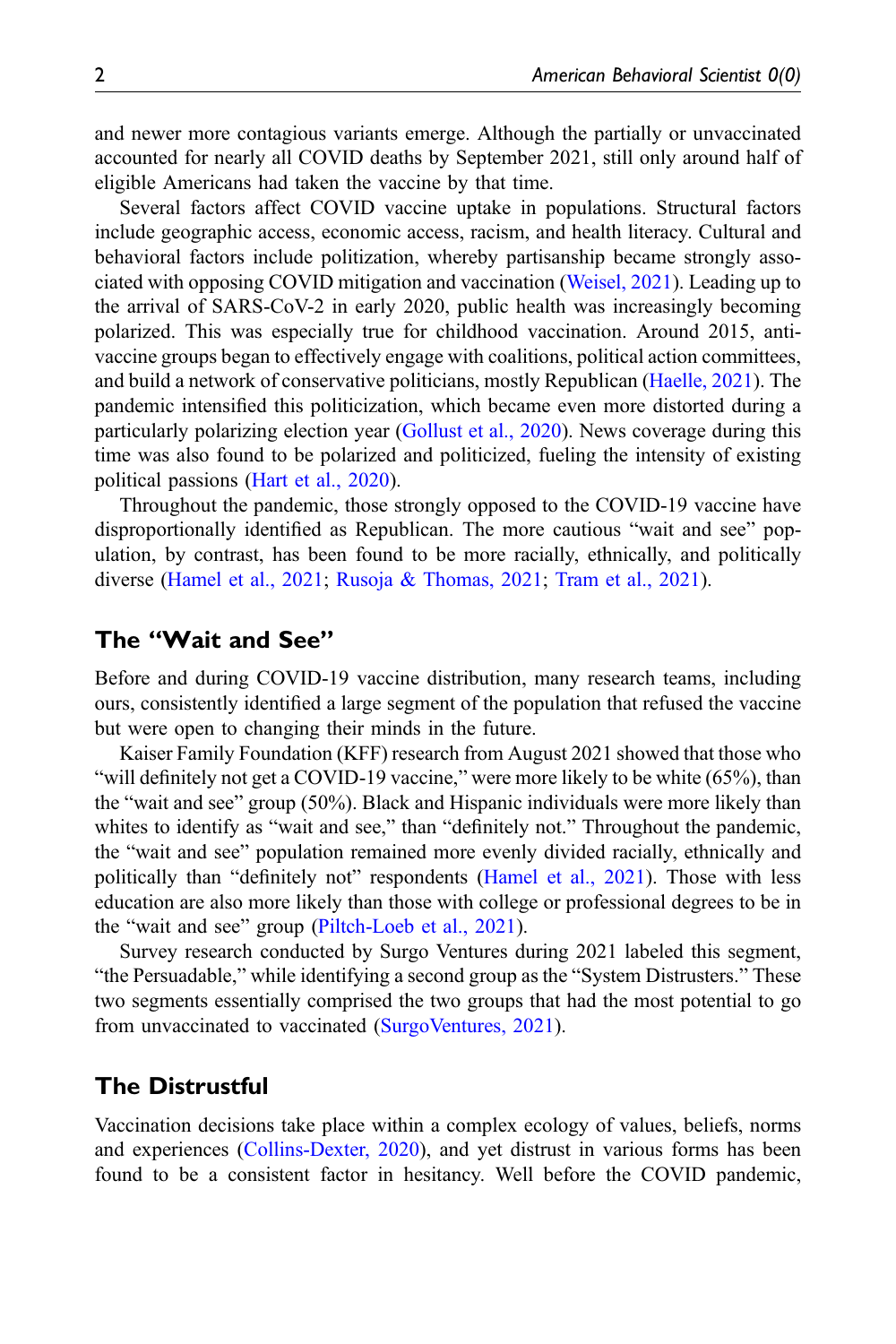and newer more contagious variants emerge. Although the partially or unvaccinated accounted for nearly all COVID deaths by September 2021, still only around half of eligible Americans had taken the vaccine by that time.

Several factors affect COVID vaccine uptake in populations. Structural factors include geographic access, economic access, racism, and health literacy. Cultural and behavioral factors include politization, whereby partisanship became strongly associated with opposing COVID mitigation and vaccination (Weisel, 2021). Leading up to the arrival of SARS-CoV-2 in early 2020, public health was increasingly becoming polarized. This was especially true for childhood vaccination. Around 2015, anti-vaccine groups began to effectively engage with coalitions, political action committees, and build a network of conservative politicians, mostly Republican (Haelle, 2021). The pandemic intensified this politicization, which became even more distorted during a particularly polarizing election year (Gollust et al., 2020). News coverage during this time was also found to be polarized and politicized, fueling the intensity of existing political passions (Hart et al., 2020).

Throughout the pandemic, those strongly opposed to the COVID-19 vaccine have disproportionally identified as Republican. The more cautious "wait and see" population, by contrast, has been found to be more racially, ethnically, and politically diverse (Hamel et al., 2021; Rusoja & Thomas, 2021; Tram et al., 2021).

## The "Wait and See"

Before and during COVID-19 vaccine distribution, many research teams, including ours, consistently identified a large segment of the population that refused the vaccine but were open to changing their minds in the future.

Kaiser Family Foundation (KFF) research from August 2021 showed that those who "will definitely not get a COVID-19 vaccine," were more likely to be white (65%), than the "wait and see" group (50%). Black and Hispanic individuals were more likely than whites to identify as "wait and see," than "definitely not." Throughout the pandemic, the "wait and see" population remained more evenly divided racially, ethnically and politically than "definitely not" respondents (Hamel et al., 2021). Those with less education are also more likely than those with college or professional degrees to be in the "wait and see" group (Piltch-Loeb et al., 2021).

Survey research conducted by Surgo Ventures during 2021 labeled this segment, "the Persuadable," while identifying a second group as the "System Distrusters." These two segments essentially comprised the two groups that had the most potential to go from unvaccinated to vaccinated (SurgoVentures, 2021).

## The Distrustful

Vaccination decisions take place within a complex ecology of values, beliefs, norms and experiences (Collins-Dexter, 2020), and yet distrust in various forms has been found to be a consistent factor in hesitancy. Well before the COVID pandemic,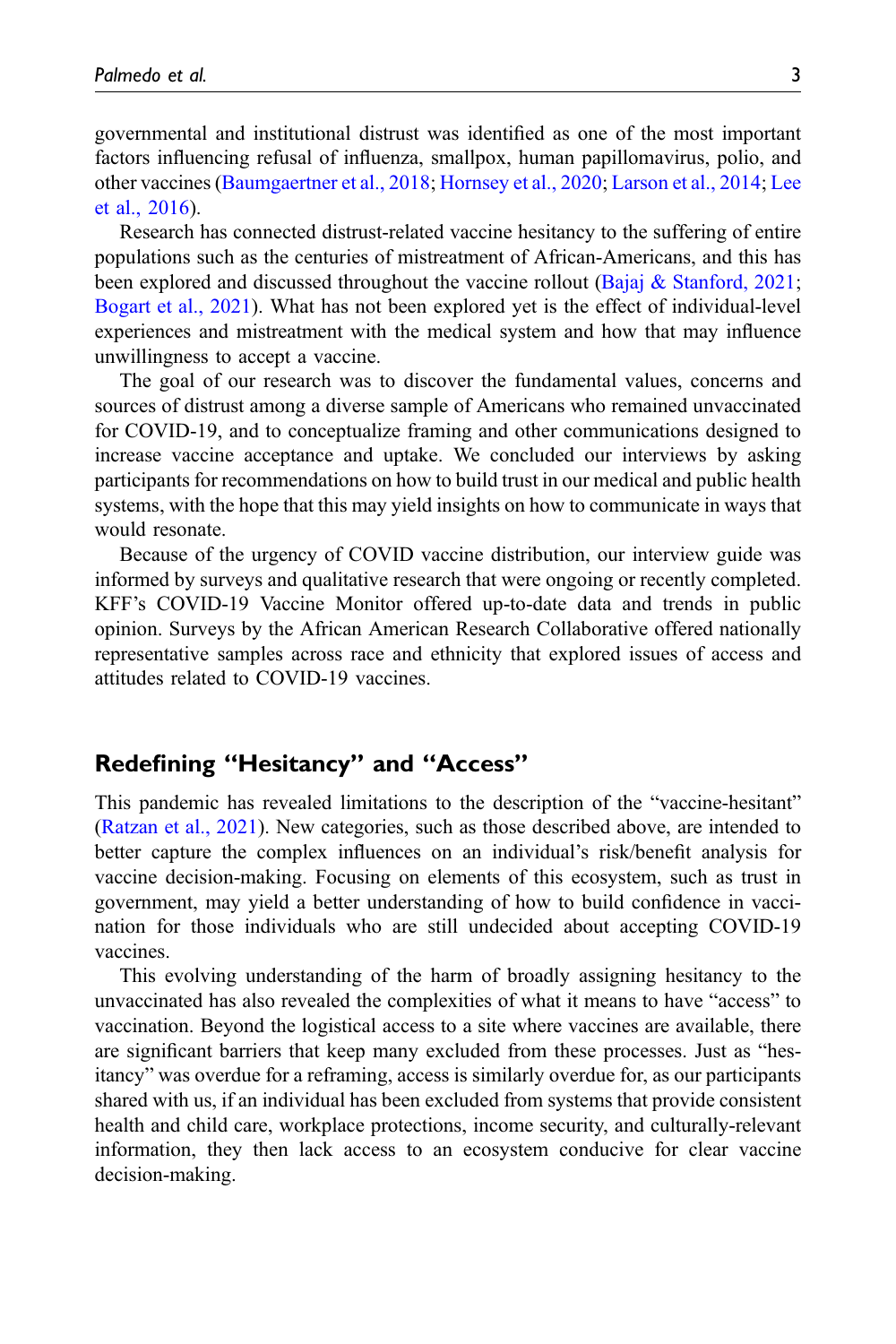governmental and institutional distrust was identified as one of the most important factors influencing refusal of influenza, smallpox, human papillomavirus, polio, and other vaccines (Baumgaertner et al., 2018; Hornsey et al., 2020; Larson et al., 2014; Lee et al., 2016).

Research has connected distrust-related vaccine hesitancy to the suffering of entire populations such as the centuries of mistreatment of African-Americans, and this has been explored and discussed throughout the vaccine rollout (Bajaj & Stanford, 2021; Bogart et al., 2021). What has not been explored yet is the effect of individual-level experiences and mistreatment with the medical system and how that may influence unwillingness to accept a vaccine.

The goal of our research was to discover the fundamental values, concerns and sources of distrust among a diverse sample of Americans who remained unvaccinated for COVID-19, and to conceptualize framing and other communications designed to increase vaccine acceptance and uptake. We concluded our interviews by asking participants for recommendations on how to build trust in our medical and public health systems, with the hope that this may yield insights on how to communicate in ways that would resonate.

Because of the urgency of COVID vaccine distribution, our interview guide was informed by surveys and qualitative research that were ongoing or recently completed. KFF's COVID-19 Vaccine Monitor offered up-to-date data and trends in public opinion. Surveys by the African American Research Collaborative offered nationally representative samples across race and ethnicity that explored issues of access and attitudes related to COVID-19 vaccines.

## Redefining "Hesitancy" and "Access"

This pandemic has revealed limitations to the description of the "vaccine-hesitant" (Ratzan et al., 2021). New categories, such as those described above, are intended to better capture the complex influences on an individual's risk/benefit analysis for vaccine decision-making. Focusing on elements of this ecosystem, such as trust in government, may yield a better understanding of how to build confidence in vaccination for those individuals who are still undecided about accepting COVID-19 vaccines.

This evolving understanding of the harm of broadly assigning hesitancy to the unvaccinated has also revealed the complexities of what it means to have "access" to vaccination. Beyond the logistical access to a site where vaccines are available, there are significant barriers that keep many excluded from these processes. Just as "hesitancy" was overdue for a reframing, access is similarly overdue for, as our participants shared with us, if an individual has been excluded from systems that provide consistent health and child care, workplace protections, income security, and culturally-relevant information, they then lack access to an ecosystem conducive for clear vaccine decision-making.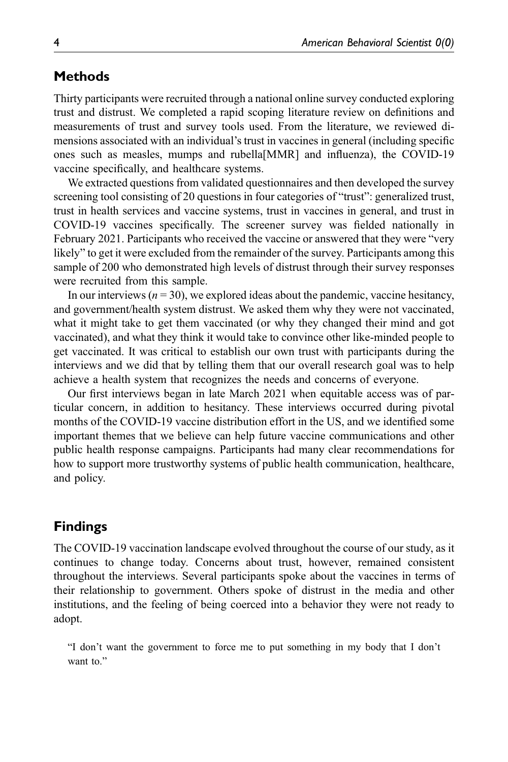## Methods

Thirty participants were recruited through a national online survey conducted exploring trust and distrust. We completed a rapid scoping literature review on definitions and measurements of trust and survey tools used. From the literature, we reviewed dimensions associated with an individual's trust in vaccines in general (including specific ones such as measles, mumps and rubella[MMR] and influenza), the COVID-19 vaccine specifically, and healthcare systems.

We extracted questions from validated questionnaires and then developed the survey screening tool consisting of 20 questions in four categories of "trust": generalized trust, trust in health services and vaccine systems, trust in vaccines in general, and trust in COVID-19 vaccines specifically. The screener survey was fielded nationally in February 2021. Participants who received the vaccine or answered that they were "very likely" to get it were excluded from the remainder of the survey. Participants among this sample of 200 who demonstrated high levels of distrust through their survey responses were recruited from this sample.

In our interviews ($n = 30$), we explored ideas about the pandemic, vaccine hesitancy, and government/health system distrust. We asked them why they were not vaccinated, what it might take to get them vaccinated (or why they changed their mind and got vaccinated), and what they think it would take to convince other like-minded people to get vaccinated. It was critical to establish our own trust with participants during the interviews and we did that by telling them that our overall research goal was to help achieve a health system that recognizes the needs and concerns of everyone.

Our first interviews began in late March 2021 when equitable access was of particular concern, in addition to hesitancy. These interviews occurred during pivotal months of the COVID-19 vaccine distribution effort in the US, and we identified some important themes that we believe can help future vaccine communications and other public health response campaigns. Participants had many clear recommendations for how to support more trustworthy systems of public health communication, healthcare, and policy.

## Findings

The COVID-19 vaccination landscape evolved throughout the course of our study, as it continues to change today. Concerns about trust, however, remained consistent throughout the interviews. Several participants spoke about the vaccines in terms of their relationship to government. Others spoke of distrust in the media and other institutions, and the feeling of being coerced into a behavior they were not ready to adopt.

> "I don't want the government to force me to put something in my body that I don't want to."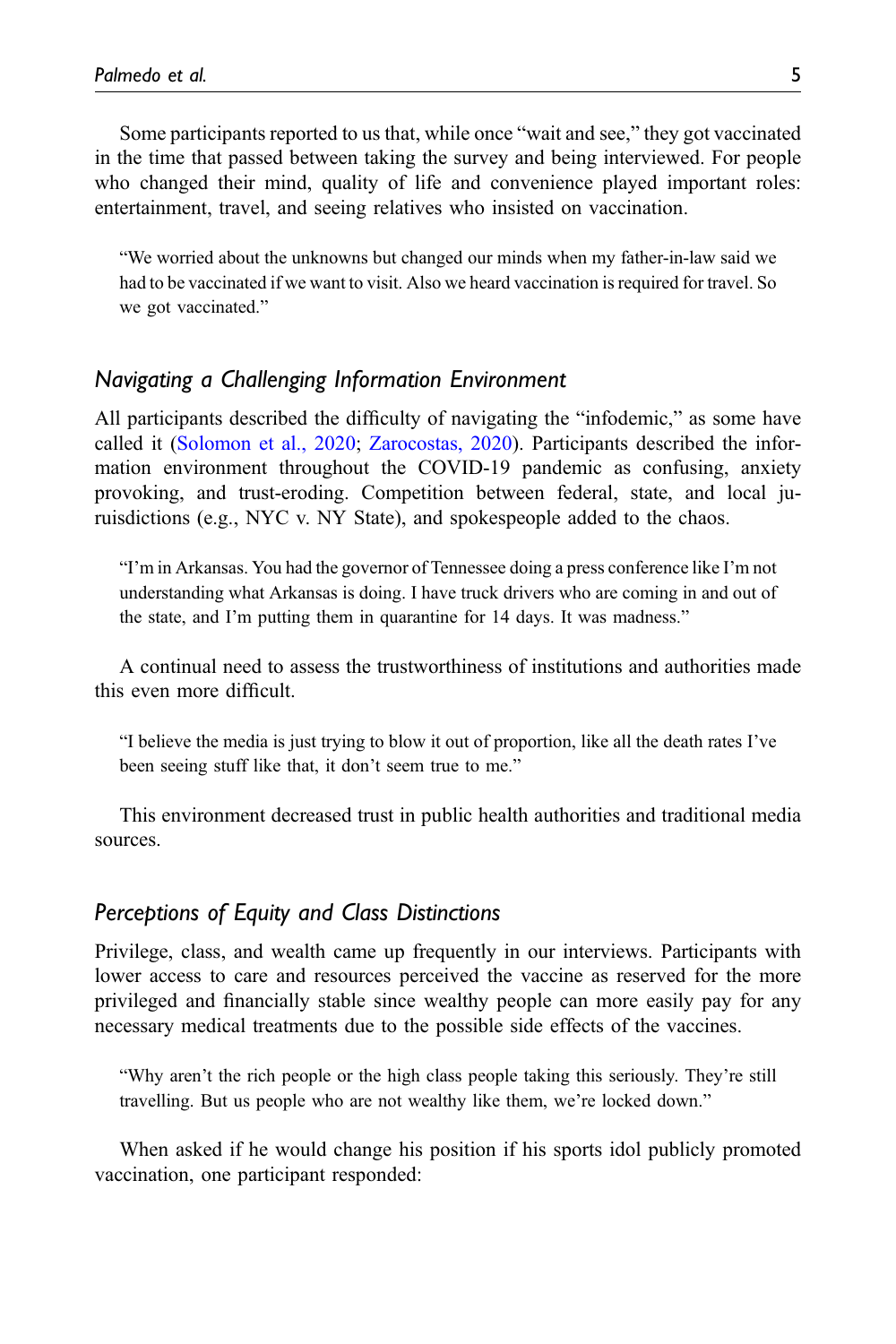Some participants reported to us that, while once "wait and see," they got vaccinated in the time that passed between taking the survey and being interviewed. For people who changed their mind, quality of life and convenience played important roles: entertainment, travel, and seeing relatives who insisted on vaccination.

> "We worried about the unknowns but changed our minds when my father-in-law said we had to be vaccinated if we want to visit. Also we heard vaccination is required for travel. So we got vaccinated."

## *Navigating a Challenging Information Environment*

All participants described the difficulty of navigating the "infodemic," as some have called it (Solomon et al., 2020; Zarocostas, 2020). Participants described the information environment throughout the COVID-19 pandemic as confusing, anxiety provoking, and trust-eroding. Competition between federal, state, and local juruisdictions (e.g., NYC v. NY State), and spokespeople added to the chaos.

> "I'm in Arkansas. You had the governor of Tennessee doing a press conference like I'm not understanding what Arkansas is doing. I have truck drivers who are coming in and out of the state, and I'm putting them in quarantine for 14 days. It was madness."

A continual need to assess the trustworthiness of institutions and authorities made this even more difficult.

> "I believe the media is just trying to blow it out of proportion, like all the death rates I've been seeing stuff like that, it don't seem true to me."

This environment decreased trust in public health authorities and traditional media sources.

## *Perceptions of Equity and Class Distinctions*

Privilege, class, and wealth came up frequently in our interviews. Participants with lower access to care and resources perceived the vaccine as reserved for the more privileged and financially stable since wealthy people can more easily pay for any necessary medical treatments due to the possible side effects of the vaccines.

> "Why aren't the rich people or the high class people taking this seriously. They're still travelling. But us people who are not wealthy like them, we're locked down."

When asked if he would change his position if his sports idol publicly promoted vaccination, one participant responded: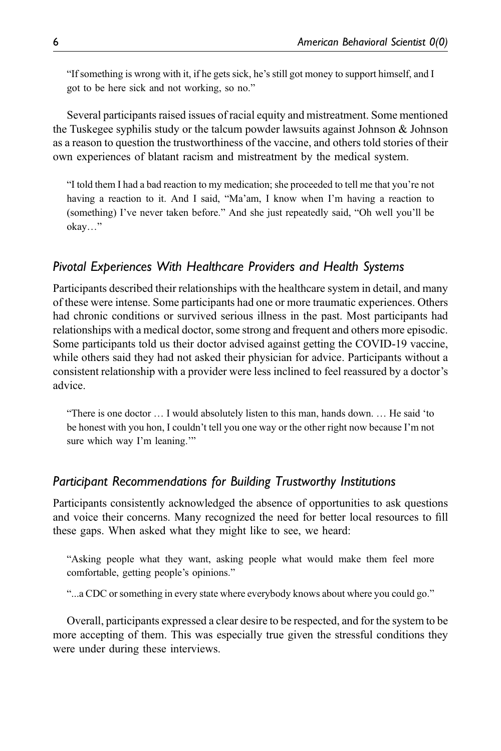"If something is wrong with it, if he gets sick, he's still got money to support himself, and I got to be here sick and not working, so no."

Several participants raised issues of racial equity and mistreatment. Some mentioned the Tuskegee syphilis study or the talcum powder lawsuits against Johnson & Johnson as a reason to question the trustworthiness of the vaccine, and others told stories of their own experiences of blatant racism and mistreatment by the medical system.

> "I told them I had a bad reaction to my medication; she proceeded to tell me that you're not having a reaction to it. And I said, "Ma'am, I know when I'm having a reaction to (something) I've never taken before." And she just repeatedly said, "Oh well you'll be okay…"

### *Pivotal Experiences With Healthcare Providers and Health Systems*

Participants described their relationships with the healthcare system in detail, and many of these were intense. Some participants had one or more traumatic experiences. Others had chronic conditions or survived serious illness in the past. Most participants had relationships with a medical doctor, some strong and frequent and others more episodic. Some participants told us their doctor advised against getting the COVID-19 vaccine, while others said they had not asked their physician for advice. Participants without a consistent relationship with a provider were less inclined to feel reassured by a doctor's advice.

> "There is one doctor … I would absolutely listen to this man, hands down. … He said 'to be honest with you hon, I couldn't tell you one way or the other right now because I'm not sure which way I'm leaning.'"

### *Participant Recommendations for Building Trustworthy Institutions*

Participants consistently acknowledged the absence of opportunities to ask questions and voice their concerns. Many recognized the need for better local resources to fill these gaps. When asked what they might like to see, we heard:

> "Asking people what they want, asking people what would make them feel more comfortable, getting people's opinions."

> "...a CDC or something in every state where everybody knows about where you could go."

Overall, participants expressed a clear desire to be respected, and for the system to be more accepting of them. This was especially true given the stressful conditions they were under during these interviews.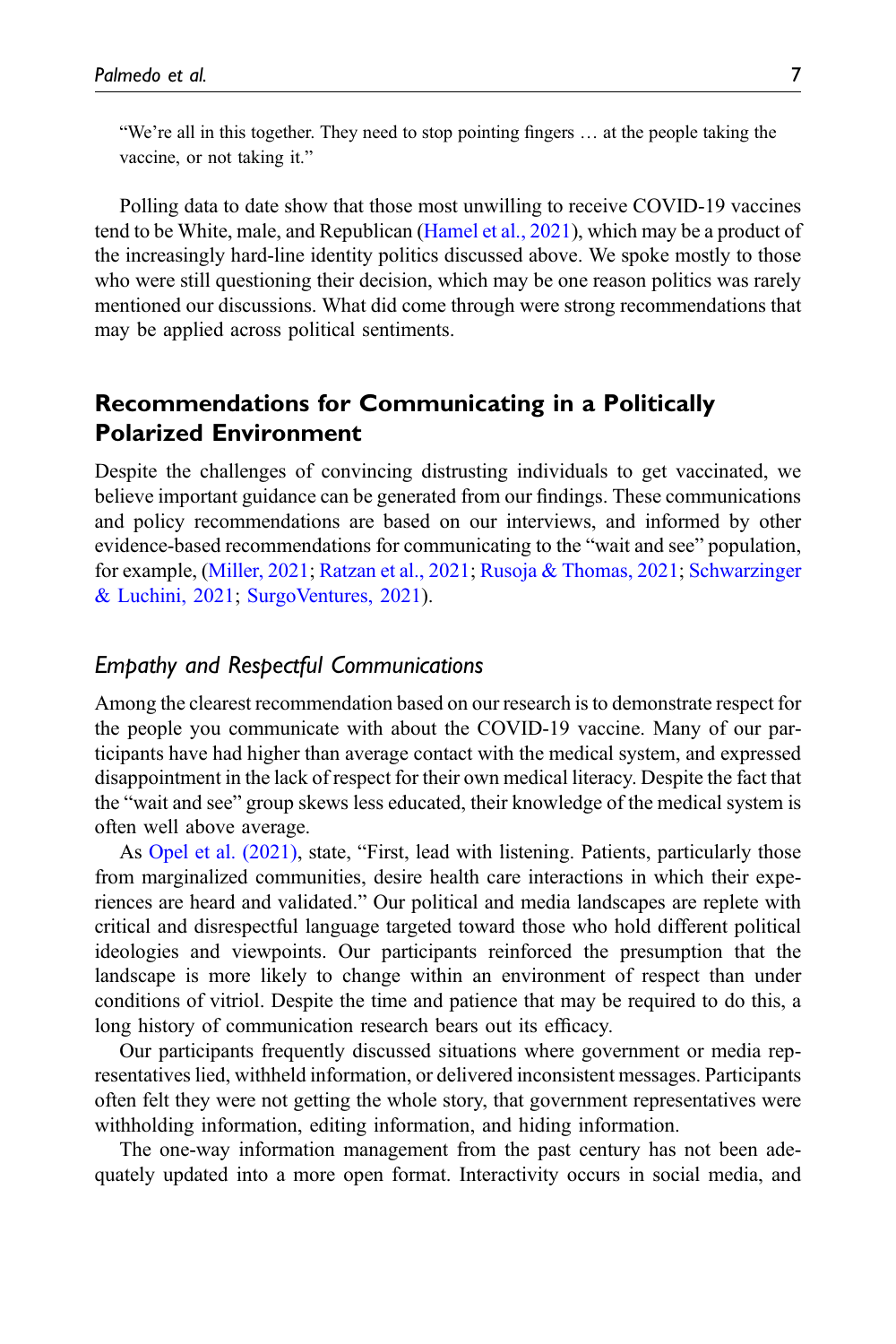> "We're all in this together. They need to stop pointing fingers … at the people taking the vaccine, or not taking it."

Polling data to date show that those most unwilling to receive COVID-19 vaccines tend to be White, male, and Republican (Hamel et al., 2021), which may be a product of the increasingly hard-line identity politics discussed above. We spoke mostly to those who were still questioning their decision, which may be one reason politics was rarely mentioned our discussions. What did come through were strong recommendations that may be applied across political sentiments.

## Recommendations for Communicating in a Politically Polarized Environment

Despite the challenges of convincing distrusting individuals to get vaccinated, we believe important guidance can be generated from our findings. These communications and policy recommendations are based on our interviews, and informed by other evidence-based recommendations for communicating to the "wait and see" population, for example, (Miller, 2021; Ratzan et al., 2021; Rusoja & Thomas, 2021; Schwarzinger & Luchini, 2021; SurgoVentures, 2021).

### *Empathy and Respectful Communications*

Among the clearest recommendation based on our research is to demonstrate respect for the people you communicate with about the COVID-19 vaccine. Many of our participants have had higher than average contact with the medical system, and expressed disappointment in the lack of respect for their own medical literacy. Despite the fact that the "wait and see" group skews less educated, their knowledge of the medical system is often well above average.

As Opel et al. (2021), state, "First, lead with listening. Patients, particularly those from marginalized communities, desire health care interactions in which their experiences are heard and validated." Our political and media landscapes are replete with critical and disrespectful language targeted toward those who hold different political ideologies and viewpoints. Our participants reinforced the presumption that the landscape is more likely to change within an environment of respect than under conditions of vitriol. Despite the time and patience that may be required to do this, a long history of communication research bears out its efficacy.

Our participants frequently discussed situations where government or media representatives lied, withheld information, or delivered inconsistent messages. Participants often felt they were not getting the whole story, that government representatives were withholding information, editing information, and hiding information.

The one-way information management from the past century has not been adequately updated into a more open format. Interactivity occurs in social media, and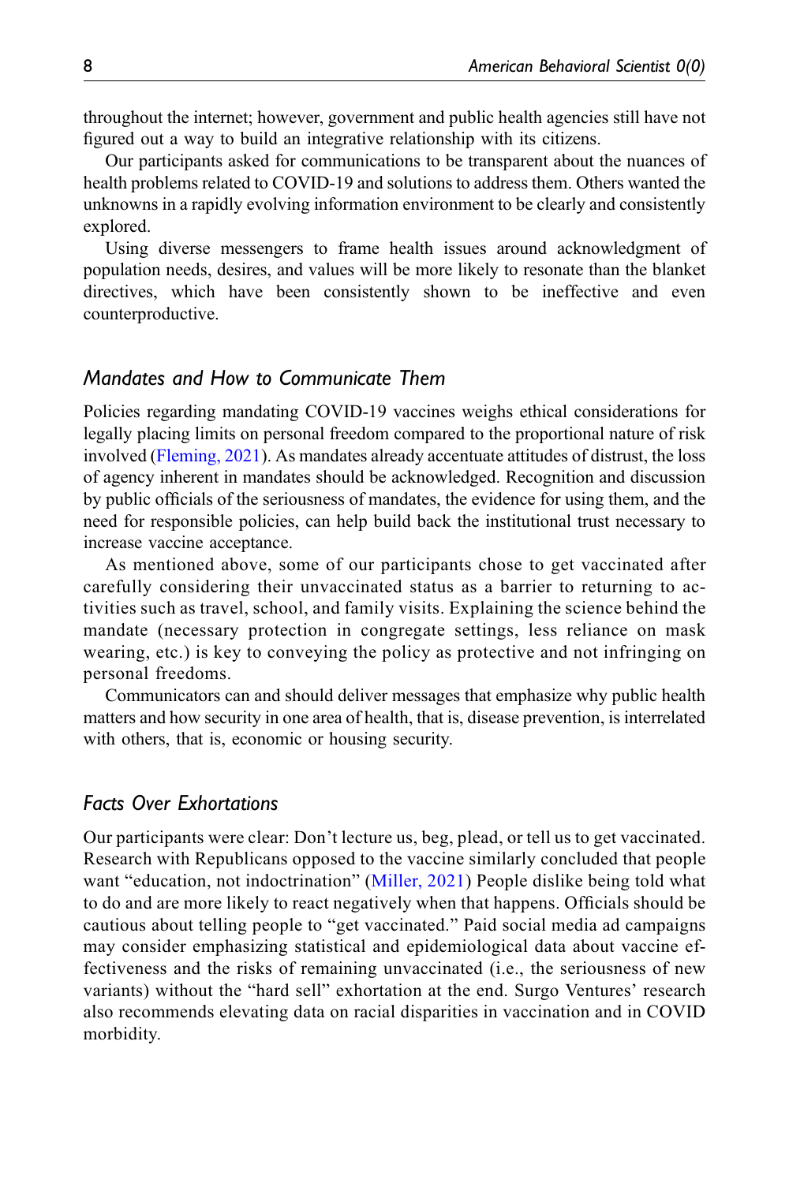throughout the internet; however, government and public health agencies still have not figured out a way to build an integrative relationship with its citizens.

Our participants asked for communications to be transparent about the nuances of health problems related to COVID-19 and solutions to address them. Others wanted the unknowns in a rapidly evolving information environment to be clearly and consistently explored.

Using diverse messengers to frame health issues around acknowledgment of population needs, desires, and values will be more likely to resonate than the blanket directives, which have been consistently shown to be ineffective and even counterproductive.

## *Mandates and How to Communicate Them*

Policies regarding mandating COVID-19 vaccines weighs ethical considerations for legally placing limits on personal freedom compared to the proportional nature of risk involved (Fleming, 2021). As mandates already accentuate attitudes of distrust, the loss of agency inherent in mandates should be acknowledged. Recognition and discussion by public officials of the seriousness of mandates, the evidence for using them, and the need for responsible policies, can help build back the institutional trust necessary to increase vaccine acceptance.

As mentioned above, some of our participants chose to get vaccinated after carefully considering their unvaccinated status as a barrier to returning to activities such as travel, school, and family visits. Explaining the science behind the mandate (necessary protection in congregate settings, less reliance on mask wearing, etc.) is key to conveying the policy as protective and not infringing on personal freedoms.

Communicators can and should deliver messages that emphasize why public health matters and how security in one area of health, that is, disease prevention, is interrelated with others, that is, economic or housing security.

## *Facts Over Exhortations*

Our participants were clear: Don't lecture us, beg, plead, or tell us to get vaccinated. Research with Republicans opposed to the vaccine similarly concluded that people want "education, not indoctrination" (Miller, 2021) People dislike being told what to do and are more likely to react negatively when that happens. Officials should be cautious about telling people to "get vaccinated." Paid social media ad campaigns may consider emphasizing statistical and epidemiological data about vaccine effectiveness and the risks of remaining unvaccinated (i.e., the seriousness of new variants) without the "hard sell" exhortation at the end. Surgo Ventures' research also recommends elevating data on racial disparities in vaccination and in COVID morbidity.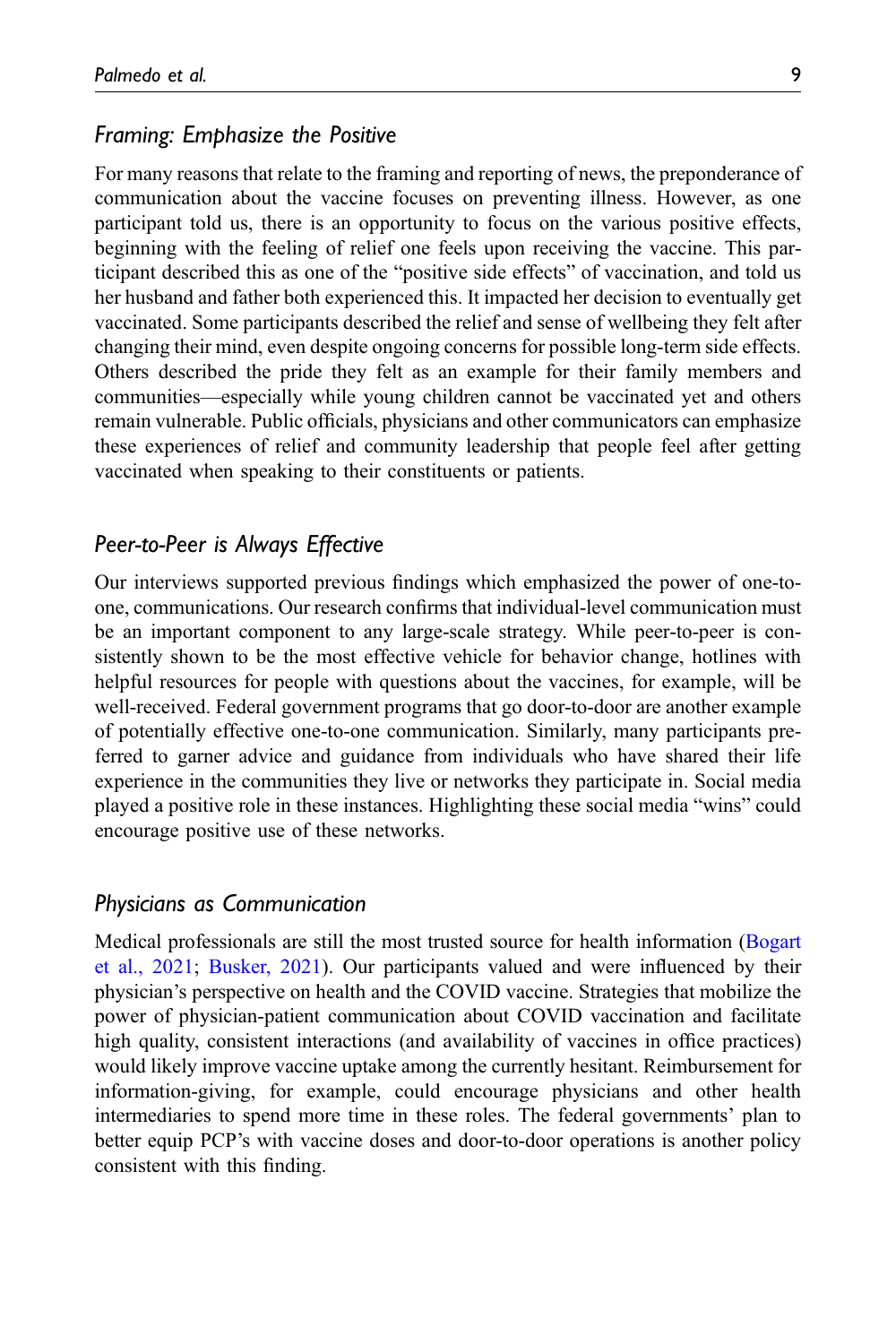### *Framing: Emphasize the Positive*

For many reasons that relate to the framing and reporting of news, the preponderance of communication about the vaccine focuses on preventing illness. However, as one participant told us, there is an opportunity to focus on the various positive effects, beginning with the feeling of relief one feels upon receiving the vaccine. This participant described this as one of the "positive side effects" of vaccination, and told us her husband and father both experienced this. It impacted her decision to eventually get vaccinated. Some participants described the relief and sense of wellbeing they felt after changing their mind, even despite ongoing concerns for possible long-term side effects. Others described the pride they felt as an example for their family members and communities—especially while young children cannot be vaccinated yet and others remain vulnerable. Public officials, physicians and other communicators can emphasize these experiences of relief and community leadership that people feel after getting vaccinated when speaking to their constituents or patients.

### *Peer-to-Peer is Always Effective*

Our interviews supported previous findings which emphasized the power of one-to-one, communications. Our research confirms that individual-level communication must be an important component to any large-scale strategy. While peer-to-peer is consistently shown to be the most effective vehicle for behavior change, hotlines with helpful resources for people with questions about the vaccines, for example, will be well-received. Federal government programs that go door-to-door are another example of potentially effective one-to-one communication. Similarly, many participants preferred to garner advice and guidance from individuals who have shared their life experience in the communities they live or networks they participate in. Social media played a positive role in these instances. Highlighting these social media "wins" could encourage positive use of these networks.

### *Physicians as Communication*

Medical professionals are still the most trusted source for health information (Bogart et al., 2021; Busker, 2021). Our participants valued and were influenced by their physician's perspective on health and the COVID vaccine. Strategies that mobilize the power of physician-patient communication about COVID vaccination and facilitate high quality, consistent interactions (and availability of vaccines in office practices) would likely improve vaccine uptake among the currently hesitant. Reimbursement for information-giving, for example, could encourage physicians and other health intermediaries to spend more time in these roles. The federal governments' plan to better equip PCP's with vaccine doses and door-to-door operations is another policy consistent with this finding.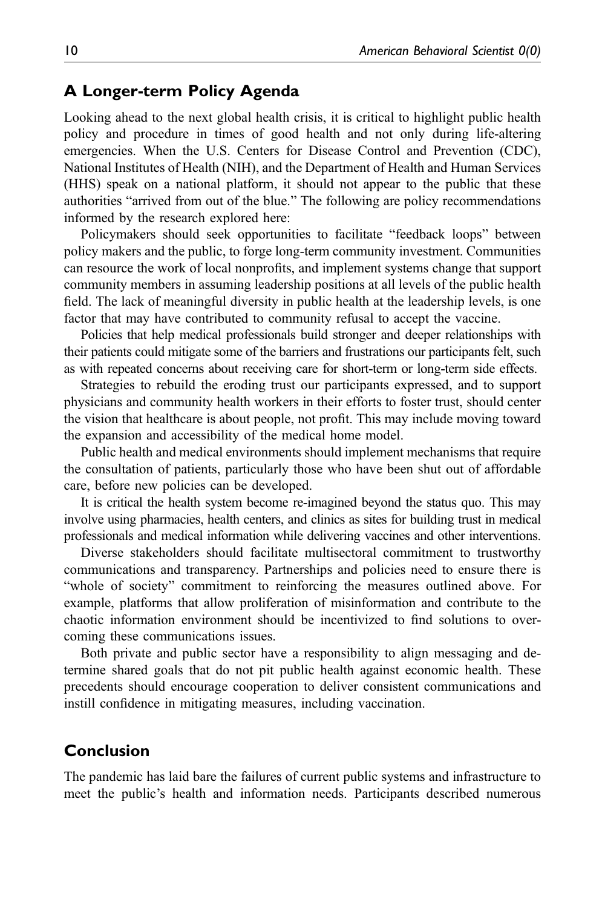## A Longer-term Policy Agenda

Looking ahead to the next global health crisis, it is critical to highlight public health policy and procedure in times of good health and not only during life-altering emergencies. When the U.S. Centers for Disease Control and Prevention (CDC), National Institutes of Health (NIH), and the Department of Health and Human Services (HHS) speak on a national platform, it should not appear to the public that these authorities "arrived from out of the blue." The following are policy recommendations informed by the research explored here:

Policymakers should seek opportunities to facilitate "feedback loops" between policy makers and the public, to forge long-term community investment. Communities can resource the work of local nonprofits, and implement systems change that support community members in assuming leadership positions at all levels of the public health field. The lack of meaningful diversity in public health at the leadership levels, is one factor that may have contributed to community refusal to accept the vaccine.

Policies that help medical professionals build stronger and deeper relationships with their patients could mitigate some of the barriers and frustrations our participants felt, such as with repeated concerns about receiving care for short-term or long-term side effects.

Strategies to rebuild the eroding trust our participants expressed, and to support physicians and community health workers in their efforts to foster trust, should center the vision that healthcare is about people, not profit. This may include moving toward the expansion and accessibility of the medical home model.

Public health and medical environments should implement mechanisms that require the consultation of patients, particularly those who have been shut out of affordable care, before new policies can be developed.

It is critical the health system become re-imagined beyond the status quo. This may involve using pharmacies, health centers, and clinics as sites for building trust in medical professionals and medical information while delivering vaccines and other interventions.

Diverse stakeholders should facilitate multisectoral commitment to trustworthy communications and transparency. Partnerships and policies need to ensure there is "whole of society" commitment to reinforcing the measures outlined above. For example, platforms that allow proliferation of misinformation and contribute to the chaotic information environment should be incentivized to find solutions to overcoming these communications issues.

Both private and public sector have a responsibility to align messaging and determine shared goals that do not pit public health against economic health. These precedents should encourage cooperation to deliver consistent communications and instill confidence in mitigating measures, including vaccination.

## Conclusion

The pandemic has laid bare the failures of current public systems and infrastructure to meet the public's health and information needs. Participants described numerous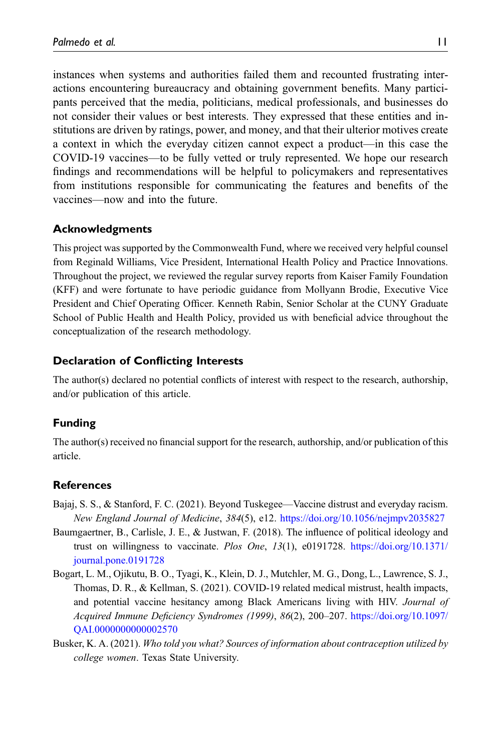instances when systems and authorities failed them and recounted frustrating interactions encountering bureaucracy and obtaining government benefits. Many participants perceived that the media, politicians, medical professionals, and businesses do not consider their values or best interests. They expressed that these entities and institutions are driven by ratings, power, and money, and that their ulterior motives create a context in which the everyday citizen cannot expect a product—in this case the COVID-19 vaccines—to be fully vetted or truly represented. We hope our research findings and recommendations will be helpful to policymakers and representatives from institutions responsible for communicating the features and benefits of the vaccines—now and into the future.

## Acknowledgments

This project was supported by the Commonwealth Fund, where we received very helpful counsel from Reginald Williams, Vice President, International Health Policy and Practice Innovations. Throughout the project, we reviewed the regular survey reports from Kaiser Family Foundation (KFF) and were fortunate to have periodic guidance from Mollyann Brodie, Executive Vice President and Chief Operating Officer. Kenneth Rabin, Senior Scholar at the CUNY Graduate School of Public Health and Health Policy, provided us with beneficial advice throughout the conceptualization of the research methodology.

## Declaration of Conflicting Interests

The author(s) declared no potential conflicts of interest with respect to the research, authorship, and/or publication of this article.

## Funding

The author(s) received no financial support for the research, authorship, and/or publication of this article.

## References

Bajaj, S. S., & Stanford, F. C. (2021). Beyond Tuskegee—Vaccine distrust and everyday racism. *New England Journal of Medicine*, *384*(5), e12. https://doi.org/10.1056/nejmpv2035827

Baumgaertner, B., Carlisle, J. E., & Justwan, F. (2018). The influence of political ideology and trust on willingness to vaccinate. *Plos One*, *13*(1), e0191728. https://doi.org/10.1371/journal.pone.0191728

Bogart, L. M., Ojikutu, B. O., Tyagi, K., Klein, D. J., Mutchler, M. G., Dong, L., Lawrence, S. J., Thomas, D. R., & Kellman, S. (2021). COVID-19 related medical mistrust, health impacts, and potential vaccine hesitancy among Black Americans living with HIV. *Journal of Acquired Immune Deficiency Syndromes (1999)*, *86*(2), 200–207. https://doi.org/10.1097/QAI.0000000000002570

Busker, K. A. (2021). *Who told you what? Sources of information about contraception utilized by college women*. Texas State University.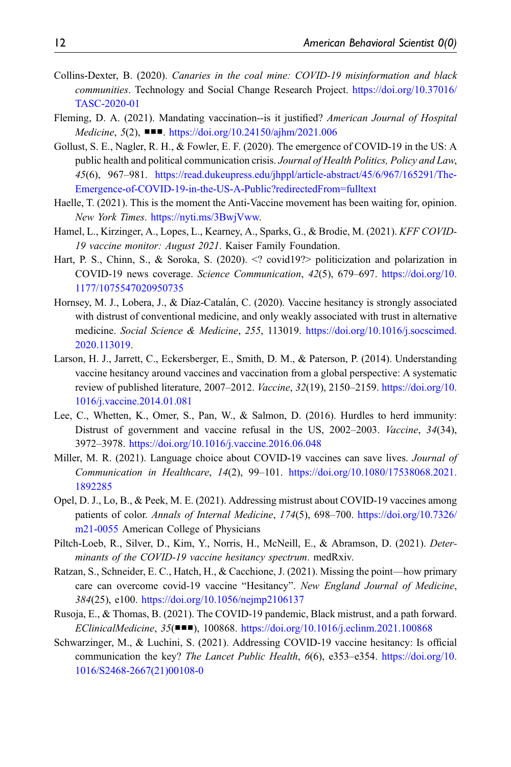Collins-Dexter, B. (2020). *Canaries in the coal mine: COVID-19 misinformation and black communities*. Technology and Social Change Research Project. https://doi.org/10.37016/TASC-2020-01

Fleming, D. A. (2021). Mandating vaccination--is it justified? *American Journal of Hospital Medicine*, *5*(2), ■■■. https://doi.org/10.24150/ajhm/2021.006

Gollust, S. E., Nagler, R. H., & Fowler, E. F. (2020). The emergence of COVID-19 in the US: A public health and political communication crisis. *Journal of Health Politics, Policy and Law*, *45*(6), 967–981. https://read.dukeupress.edu/jhppl/article-abstract/45/6/967/165291/The-Emergence-of-COVID-19-in-the-US-A-Public?redirectedFrom=fulltext

Haelle, T. (2021). This is the moment the Anti-Vaccine movement has been waiting for, opinion. *New York Times*. https://nyti.ms/3BwjVww.

Hamel, L., Kirzinger, A., Lopes, L., Kearney, A., Sparks, G., & Brodie, M. (2021). *KFF COVID-19 vaccine monitor: August 2021*. Kaiser Family Foundation.

Hart, P. S., Chinn, S., & Soroka, S. (2020). <? covid19?> politicization and polarization in COVID-19 news coverage. *Science Communication*, *42*(5), 679–697. https://doi.org/10.1177/1075547020950735

Hornsey, M. J., Lobera, J., & Díaz-Catalán, C. (2020). Vaccine hesitancy is strongly associated with distrust of conventional medicine, and only weakly associated with trust in alternative medicine. *Social Science & Medicine*, *255*, 113019. https://doi.org/10.1016/j.socscimed.2020.113019.

Larson, H. J., Jarrett, C., Eckersberger, E., Smith, D. M., & Paterson, P. (2014). Understanding vaccine hesitancy around vaccines and vaccination from a global perspective: A systematic review of published literature, 2007–2012. *Vaccine*, *32*(19), 2150–2159. https://doi.org/10.1016/j.vaccine.2014.01.081

Lee, C., Whetten, K., Omer, S., Pan, W., & Salmon, D. (2016). Hurdles to herd immunity: Distrust of government and vaccine refusal in the US, 2002–2003. *Vaccine*, *34*(34), 3972–3978. https://doi.org/10.1016/j.vaccine.2016.06.048

Miller, M. R. (2021). Language choice about COVID-19 vaccines can save lives. *Journal of Communication in Healthcare*, *14*(2), 99–101. https://doi.org/10.1080/17538068.2021.1892285

Opel, D. J., Lo, B., & Peek, M. E. (2021). Addressing mistrust about COVID-19 vaccines among patients of color. *Annals of Internal Medicine*, *174*(5), 698–700. https://doi.org/10.7326/m21-0055 American College of Physicians

Piltch-Loeb, R., Silver, D., Kim, Y., Norris, H., McNeill, E., & Abramson, D. (2021). *Determinants of the COVID-19 vaccine hesitancy spectrum*. medRxiv.

Ratzan, S., Schneider, E. C., Hatch, H., & Cacchione, J. (2021). Missing the point—how primary care can overcome covid-19 vaccine "Hesitancy". *New England Journal of Medicine*, *384*(25), e100. https://doi.org/10.1056/nejmp2106137

Rusoja, E., & Thomas, B. (2021). The COVID-19 pandemic, Black mistrust, and a path forward. *EClinicalMedicine*, *35*(■■■), 100868. https://doi.org/10.1016/j.eclinm.2021.100868

Schwarzinger, M., & Luchini, S. (2021). Addressing COVID-19 vaccine hesitancy: Is official communication the key? *The Lancet Public Health*, *6*(6), e353–e354. https://doi.org/10.1016/S2468-2667(21)00108-0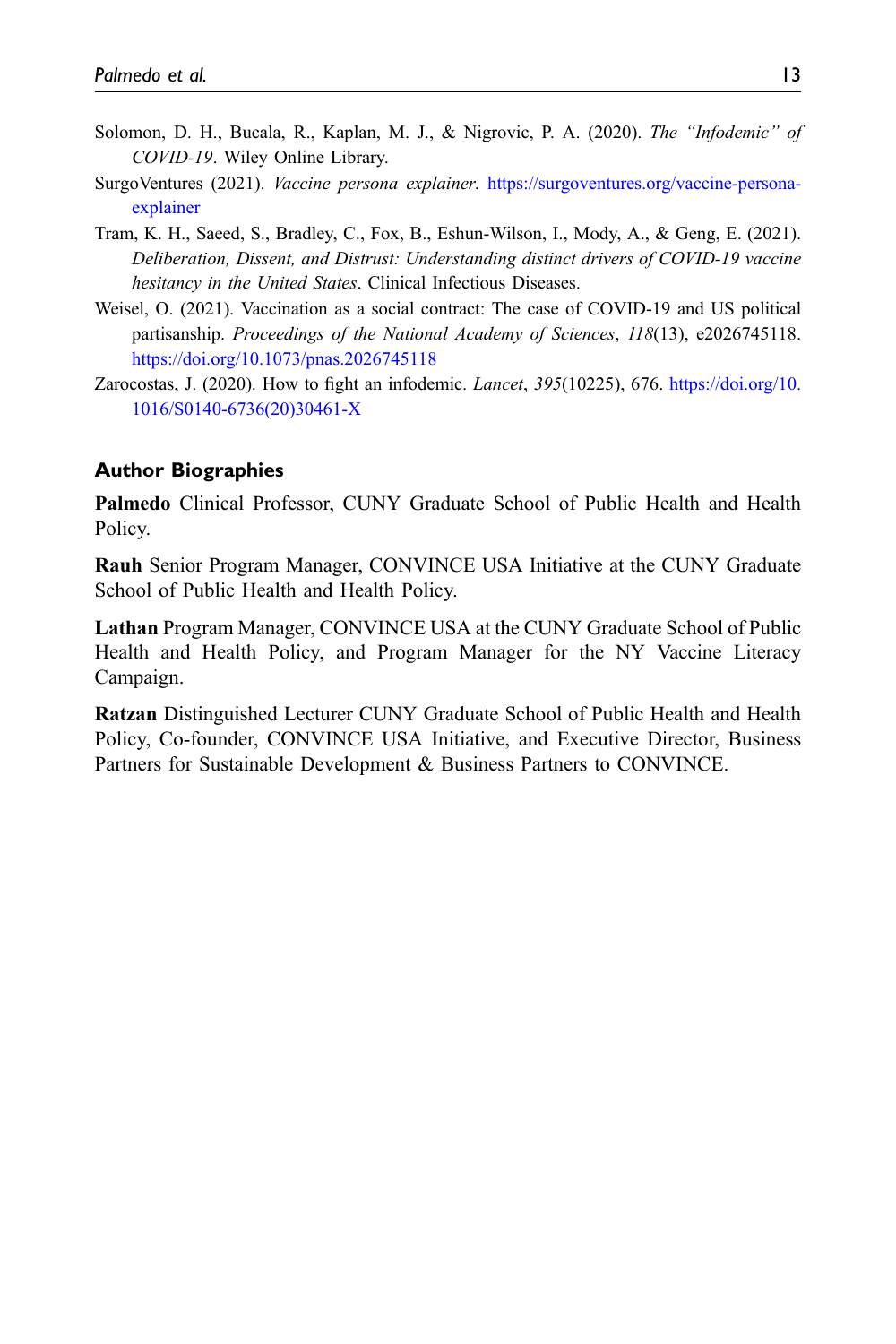Solomon, D. H., Bucala, R., Kaplan, M. J., & Nigrovic, P. A. (2020). *The "Infodemic" of COVID-19*. Wiley Online Library.

SurgoVentures (2021). *Vaccine persona explainer*. https://surgoventures.org/vaccine-persona-explainer

Tram, K. H., Saeed, S., Bradley, C., Fox, B., Eshun-Wilson, I., Mody, A., & Geng, E. (2021). *Deliberation, Dissent, and Distrust: Understanding distinct drivers of COVID-19 vaccine hesitancy in the United States*. Clinical Infectious Diseases.

Weisel, O. (2021). Vaccination as a social contract: The case of COVID-19 and US political partisanship. *Proceedings of the National Academy of Sciences*, *118*(13), e2026745118. https://doi.org/10.1073/pnas.2026745118

Zarocostas, J. (2020). How to fight an infodemic. *Lancet*, *395*(10225), 676. https://doi.org/10.1016/S0140-6736(20)30461-X

## Author Biographies

**Palmedo** Clinical Professor, CUNY Graduate School of Public Health and Health Policy.

**Rauh** Senior Program Manager, CONVINCE USA Initiative at the CUNY Graduate School of Public Health and Health Policy.

**Lathan** Program Manager, CONVINCE USA at the CUNY Graduate School of Public Health and Health Policy, and Program Manager for the NY Vaccine Literacy Campaign.

**Ratzan** Distinguished Lecturer CUNY Graduate School of Public Health and Health Policy, Co-founder, CONVINCE USA Initiative, and Executive Director, Business Partners for Sustainable Development & Business Partners to CONVINCE.